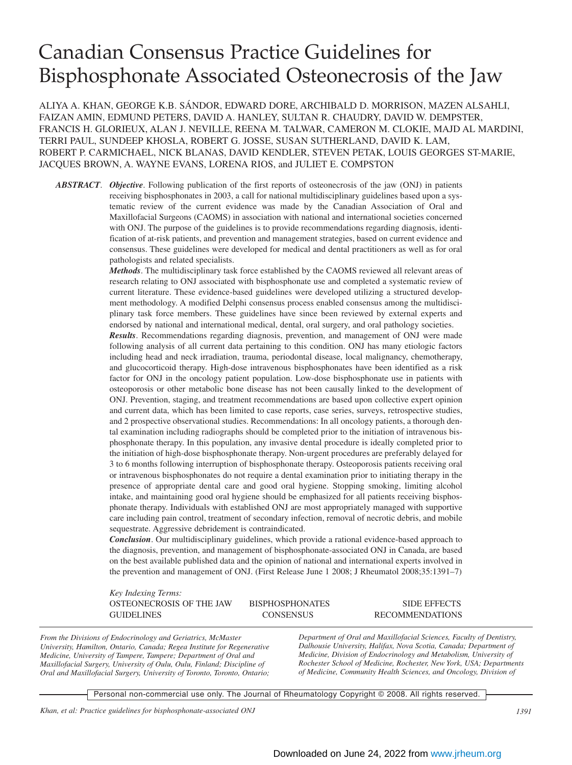# Canadian Consensus Practice Guidelines for Bisphosphonate Associated Osteonecrosis of the Jaw

ALIYA A. KHAN, GEORGE K.B. SÁNDOR, EDWARD DORE, ARCHIBALD D. MORRISON, MAZEN ALSAHLI, FAIZAN AMIN, EDMUND PETERS, DAVID A. HANLEY, SULTAN R. CHAUDRY, DAVID W. DEMPSTER, FRANCIS H. GLORIEUX, ALAN J. NEVILLE, REENA M. TALWAR, CAMERON M. CLOKIE, MAJD AL MARDINI, TERRI PAUL, SUNDEEP KHOSLA, ROBERT G. JOSSE, SUSAN SUTHERLAND, DAVID K. LAM, ROBERT P. CARMICHAEL, NICK BLANAS, DAVID KENDLER, STEVEN PETAK, LOUIS GEORGES ST-MARIE, JACQUES BROWN, A. WAYNE EVANS, LORENA RIOS, and JULIET E. COMPSTON

***ABSTRACT***. ***Objective***. Following publication of the first reports of osteonecrosis of the jaw (ONJ) in patients receiving bisphosphonates in 2003, a call for national multidisciplinary guidelines based upon a systematic review of the current evidence was made by the Canadian Association of Oral and Maxillofacial Surgeons (CAOMS) in association with national and international societies concerned with ONJ. The purpose of the guidelines is to provide recommendations regarding diagnosis, identification of at-risk patients, and prevention and management strategies, based on current evidence and consensus. These guidelines were developed for medical and dental practitioners as well as for oral pathologists and related specialists.

***Methods***. The multidisciplinary task force established by the CAOMS reviewed all relevant areas of research relating to ONJ associated with bisphosphonate use and completed a systematic review of current literature. These evidence-based guidelines were developed utilizing a structured development methodology. A modified Delphi consensus process enabled consensus among the multidisciplinary task force members. These guidelines have since been reviewed by external experts and endorsed by national and international medical, dental, oral surgery, and oral pathology societies.

***Results***. Recommendations regarding diagnosis, prevention, and management of ONJ were made following analysis of all current data pertaining to this condition. ONJ has many etiologic factors including head and neck irradiation, trauma, periodontal disease, local malignancy, chemotherapy, and glucocorticoid therapy. High-dose intravenous bisphosphonates have been identified as a risk factor for ONJ in the oncology patient population. Low-dose bisphosphonate use in patients with osteoporosis or other metabolic bone disease has not been causally linked to the development of ONJ. Prevention, staging, and treatment recommendations are based upon collective expert opinion and current data, which has been limited to case reports, case series, surveys, retrospective studies, and 2 prospective observational studies. Recommendations: In all oncology patients, a thorough dental examination including radiographs should be completed prior to the initiation of intravenous bisphosphonate therapy. In this population, any invasive dental procedure is ideally completed prior to the initiation of high-dose bisphosphonate therapy. Non-urgent procedures are preferably delayed for 3 to 6 months following interruption of bisphosphonate therapy. Osteoporosis patients receiving oral or intravenous bisphosphonates do not require a dental examination prior to initiating therapy in the presence of appropriate dental care and good oral hygiene. Stopping smoking, limiting alcohol intake, and maintaining good oral hygiene should be emphasized for all patients receiving bisphosphonate therapy. Individuals with established ONJ are most appropriately managed with supportive care including pain control, treatment of secondary infection, removal of necrotic debris, and mobile sequestrate. Aggressive debridement is contraindicated.

***Conclusion***. Our multidisciplinary guidelines, which provide a rational evidence-based approach to the diagnosis, prevention, and management of bisphosphonate-associated ONJ in Canada, are based on the best available published data and the opinion of national and international experts involved in the prevention and management of ONJ. (First Release June 1 2008; J Rheumatol 2008;35:1391–7)

*Key Indexing Terms:*
OSTEONECROSIS OF THE JAW; BISPHOSPHONATES; SIDE EFFECTS; GUIDELINES; CONSENSUS; RECOMMENDATIONS

*From the Divisions of Endocrinology and Geriatrics, McMaster University, Hamilton, Ontario, Canada; Regea Institute for Regenerative Medicine, University of Tampere, Tampere; Department of Oral and Maxillofacial Surgery, University of Oulu, Oulu, Finland; Discipline of Oral and Maxillofacial Surgery, University of Toronto, Toronto, Ontario; Department of Oral and Maxillofacial Sciences, Faculty of Dentistry, Dalhousie University, Halifax, Nova Scotia, Canada; Department of Medicine, Division of Endocrinology and Metabolism, University of Rochester School of Medicine, Rochester, New York, USA; Departments of Medicine, Community Health Sciences, and Oncology, Division of*

Personal non-commercial use only. The Journal of Rheumatology Copyright © 2008. All rights reserved.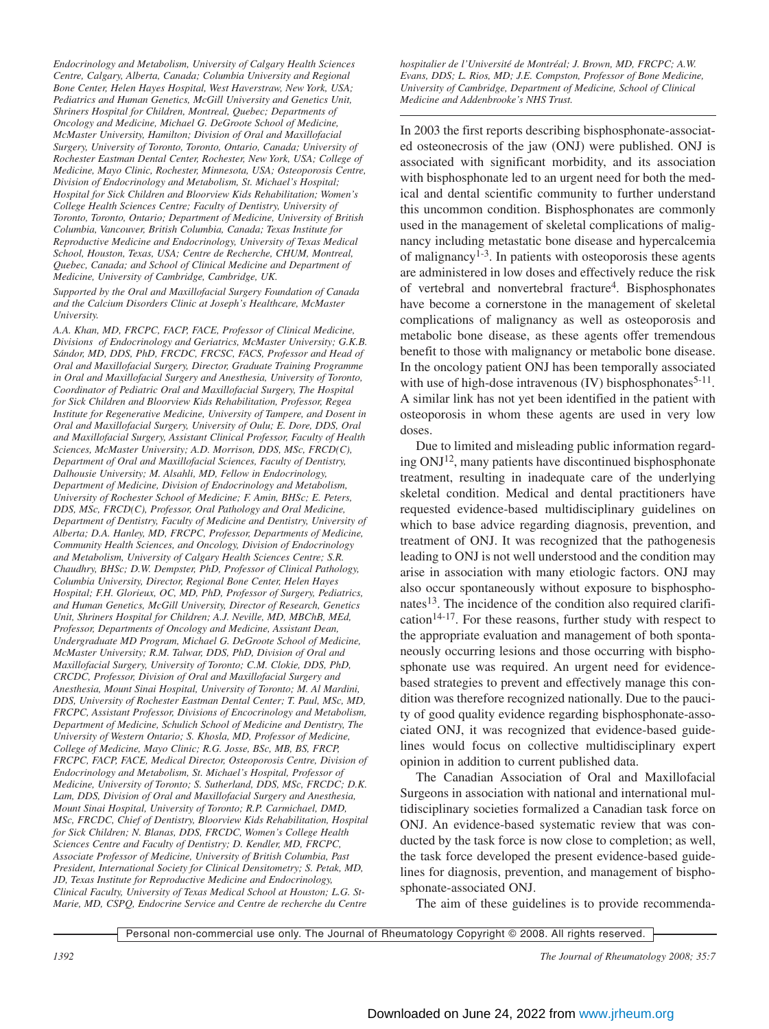*Endocrinology and Metabolism, University of Calgary Health Sciences Centre, Calgary, Alberta, Canada; Columbia University and Regional Bone Center, Helen Hayes Hospital, West Haverstraw, New York, USA; Pediatrics and Human Genetics, McGill University and Genetics Unit, Shriners Hospital for Children, Montreal, Quebec; Departments of Oncology and Medicine, Michael G. DeGroote School of Medicine, McMaster University, Hamilton; Division of Oral and Maxillofacial Surgery, University of Toronto, Toronto, Ontario, Canada; University of Rochester Eastman Dental Center, Rochester, New York, USA; College of Medicine, Mayo Clinic, Rochester, Minnesota, USA; Osteoporosis Centre, Division of Endocrinology and Metabolism, St. Michael's Hospital; Hospital for Sick Children and Bloorview Kids Rehabilitation; Women's College Health Sciences Centre; Faculty of Dentistry, University of Toronto, Toronto, Ontario; Department of Medicine, University of British Columbia, Vancouver, British Columbia, Canada; Texas Institute for Reproductive Medicine and Endocrinology, University of Texas Medical School, Houston, Texas, USA; Centre de Recherche, CHUM, Montreal, Quebec, Canada; and School of Clinical Medicine and Department of Medicine, University of Cambridge, Cambridge, UK.*

*Supported by the Oral and Maxillofacial Surgery Foundation of Canada and the Calcium Disorders Clinic at Joseph's Healthcare, McMaster University.*

*A.A. Khan, MD, FRCPC, FACP, FACE, Professor of Clinical Medicine, Divisions of Endocrinology and Geriatrics, McMaster University; G.K.B. Sándor, MD, DDS, PhD, FRCDC, FRCSC, FACS, Professor and Head of Oral and Maxillofacial Surgery, Director, Graduate Training Programme in Oral and Maxillofacial Surgery and Anesthesia, University of Toronto, Coordinator of Pediatric Oral and Maxillofacial Surgery, The Hospital for Sick Children and Bloorview Kids Rehabilitation, Professor, Regea Institute for Regenerative Medicine, University of Tampere, and Dosent in Oral and Maxillofacial Surgery, University of Oulu; E. Dore, DDS, Oral and Maxillofacial Surgery, Assistant Clinical Professor, Faculty of Health Sciences, McMaster University; A.D. Morrison, DDS, MSc, FRCD(C), Department of Oral and Maxillofacial Sciences, Faculty of Dentistry, Dalhousie University; M. Alsahli, MD, Fellow in Endocrinology, Department of Medicine, Division of Endocrinology and Metabolism, University of Rochester School of Medicine; F. Amin, BHSc; E. Peters, DDS, MSc, FRCD(C), Professor, Oral Pathology and Oral Medicine, Department of Dentistry, Faculty of Medicine and Dentistry, University of Alberta; D.A. Hanley, MD, FRCPC, Professor, Departments of Medicine, Community Health Sciences, and Oncology, Division of Endocrinology and Metabolism, University of Calgary Health Sciences Centre; S.R. Chaudhry, BHSc; D.W. Dempster, PhD, Professor of Clinical Pathology, Columbia University, Director, Regional Bone Center, Helen Hayes Hospital; F.H. Glorieux, OC, MD, PhD, Professor of Surgery, Pediatrics, and Human Genetics, McGill University, Director of Research, Genetics Unit, Shriners Hospital for Children; A.J. Neville, MD, MBChB, MEd, Professor, Departments of Oncology and Medicine, Assistant Dean, Undergraduate MD Program, Michael G. DeGroote School of Medicine, McMaster University; R.M. Talwar, DDS, PhD, Division of Oral and Maxillofacial Surgery, University of Toronto; C.M. Clokie, DDS, PhD, CRCDC, Professor, Division of Oral and Maxillofacial Surgery and Anesthesia, Mount Sinai Hospital, University of Toronto; M. Al Mardini, DDS, University of Rochester Eastman Dental Center; T. Paul, MSc, MD, FRCPC, Assistant Professor, Divisions of Encocrinology and Metabolism, Department of Medicine, Schulich School of Medicine and Dentistry, The University of Western Ontario; S. Khosla, MD, Professor of Medicine, College of Medicine, Mayo Clinic; R.G. Josse, BSc, MB, BS, FRCP, FRCPC, FACP, FACE, Medical Director, Osteoporosis Centre, Division of Endocrinology and Metabolism, St. Michael's Hospital, Professor of Medicine, University of Toronto; S. Sutherland, DDS, MSc, FRCDC; D.K. Lam, DDS, Division of Oral and Maxillofacial Surgery and Anesthesia, Mount Sinai Hospital, University of Toronto; R.P. Carmichael, DMD, MSc, FRCDC, Chief of Dentistry, Bloorview Kids Rehabilitation, Hospital for Sick Children; N. Blanas, DDS, FRCDC, Women's College Health Sciences Centre and Faculty of Dentistry; D. Kendler, MD, FRCPC, Associate Professor of Medicine, University of British Columbia, Past President, International Society for Clinical Densitometry; S. Petak, MD, JD, Texas Institute for Reproductive Medicine and Endocrinology, Clinical Faculty, University of Texas Medical School at Houston; L.G. St-Marie, MD, CSPQ, Endocrine Service and Centre de recherche du Centre hospitalier de l'Université de Montréal; J. Brown, MD, FRCPC; A.W. Evans, DDS; L. Rios, MD; J.E. Compston, Professor of Bone Medicine, University of Cambridge, Department of Medicine, School of Clinical Medicine and Addenbrooke's NHS Trust.*

In 2003 the first reports describing bisphosphonate-associated osteonecrosis of the jaw (ONJ) were published. ONJ is associated with significant morbidity, and its association with bisphosphonate led to an urgent need for both the medical and dental scientific community to further understand this uncommon condition. Bisphosphonates are commonly used in the management of skeletal complications of malignancy including metastatic bone disease and hypercalcemia of malignancy[1-3]. In patients with osteoporosis these agents are administered in low doses and effectively reduce the risk of vertebral and nonvertebral fracture[4]. Bisphosphonates have become a cornerstone in the management of skeletal complications of malignancy as well as osteoporosis and metabolic bone disease, as these agents offer tremendous benefit to those with malignancy or metabolic bone disease. In the oncology patient ONJ has been temporally associated with use of high-dose intravenous (IV) bisphosphonates[5-11]. A similar link has not yet been identified in the patient with osteoporosis in whom these agents are used in very low doses.

Due to limited and misleading public information regarding ONJ[12], many patients have discontinued bisphosphonate treatment, resulting in inadequate care of the underlying skeletal condition. Medical and dental practitioners have requested evidence-based multidisciplinary guidelines on which to base advice regarding diagnosis, prevention, and treatment of ONJ. It was recognized that the pathogenesis leading to ONJ is not well understood and the condition may arise in association with many etiologic factors. ONJ may also occur spontaneously without exposure to bisphosphonates[13]. The incidence of the condition also required clarification[14-17]. For these reasons, further study with respect to the appropriate evaluation and management of both spontaneously occurring lesions and those occurring with bisphosphonate use was required. An urgent need for evidence-based strategies to prevent and effectively manage this condition was therefore recognized nationally. Due to the paucity of good quality evidence regarding bisphosphonate-associated ONJ, it was recognized that evidence-based guidelines would focus on collective multidisciplinary expert opinion in addition to current published data.

The Canadian Association of Oral and Maxillofacial Surgeons in association with national and international multidisciplinary societies formalized a Canadian task force on ONJ. An evidence-based systematic review that was conducted by the task force is now close to completion; as well, the task force developed the present evidence-based guidelines for diagnosis, prevention, and management of bisphosphonate-associated ONJ.

The aim of these guidelines is to provide recommenda-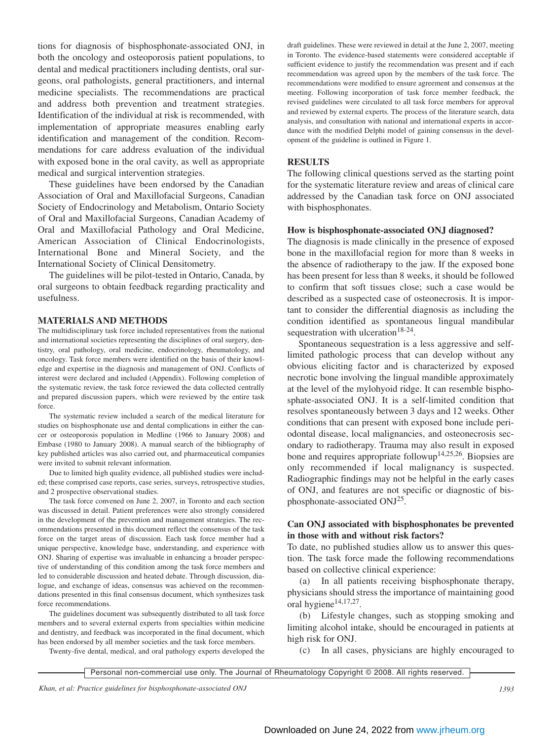tions for diagnosis of bisphosphonate-associated ONJ, in both the oncology and osteoporosis patient populations, to dental and medical practitioners including dentists, oral surgeons, oral pathologists, general practitioners, and internal medicine specialists. The recommendations are practical and address both prevention and treatment strategies. Identification of the individual at risk is recommended, with implementation of appropriate measures enabling early identification and management of the condition. Recommendations for care address evaluation of the individual with exposed bone in the oral cavity, as well as appropriate medical and surgical intervention strategies.

These guidelines have been endorsed by the Canadian Association of Oral and Maxillofacial Surgeons, Canadian Society of Endocrinology and Metabolism, Ontario Society of Oral and Maxillofacial Surgeons, Canadian Academy of Oral and Maxillofacial Pathology and Oral Medicine, American Association of Clinical Endocrinologists, International Bone and Mineral Society, and the International Society of Clinical Densitometry.

The guidelines will be pilot-tested in Ontario, Canada, by oral surgeons to obtain feedback regarding practicality and usefulness.

## MATERIALS AND METHODS

The multidisciplinary task force included representatives from the national and international societies representing the disciplines of oral surgery, dentistry, oral pathology, oral medicine, endocrinology, rheumatology, and oncology. Task force members were identified on the basis of their knowledge and expertise in the diagnosis and management of ONJ. Conflicts of interest were declared and included (Appendix). Following completion of the systematic review, the task force reviewed the data collected centrally and prepared discussion papers, which were reviewed by the entire task force.

The systematic review included a search of the medical literature for studies on bisphosphonate use and dental complications in either the cancer or osteoporosis population in Medline (1966 to January 2008) and Embase (1980 to January 2008). A manual search of the bibliography of key published articles was also carried out, and pharmaceutical companies were invited to submit relevant information.

Due to limited high quality evidence, all published studies were included; these comprised case reports, case series, surveys, retrospective studies, and 2 prospective observational studies.

The task force convened on June 2, 2007, in Toronto and each section was discussed in detail. Patient preferences were also strongly considered in the development of the prevention and management strategies. The recommendations presented in this document reflect the consensus of the task force on the target areas of discussion. Each task force member had a unique perspective, knowledge base, understanding, and experience with ONJ. Sharing of expertise was invaluable in enhancing a broader perspective of understanding of this condition among the task force members and led to considerable discussion and heated debate. Through discussion, dialogue, and exchange of ideas, consensus was achieved on the recommendations presented in this final consensus document, which synthesizes task force recommendations.

The guidelines document was subsequently distributed to all task force members and to several external experts from specialties within medicine and dentistry, and feedback was incorporated in the final document, which has been endorsed by all member societies and the task force members.

Twenty-five dental, medical, and oral pathology experts developed the draft guidelines. These were reviewed in detail at the June 2, 2007, meeting in Toronto. The evidence-based statements were considered acceptable if sufficient evidence to justify the recommendation was present and if each recommendation was agreed upon by the members of the task force. The recommendations were modified to ensure agreement and consensus at the meeting. Following incorporation of task force member feedback, the revised guidelines were circulated to all task force members for approval and reviewed by external experts. The process of the literature search, data analysis, and consultation with national and international experts in accordance with the modified Delphi model of gaining consensus in the development of the guideline is outlined in Figure 1.

## RESULTS

The following clinical questions served as the starting point for the systematic literature review and areas of clinical care addressed by the Canadian task force on ONJ associated with bisphosphonates.

### How is bisphosphonate-associated ONJ diagnosed?

The diagnosis is made clinically in the presence of exposed bone in the maxillofacial region for more than 8 weeks in the absence of radiotherapy to the jaw. If the exposed bone has been present for less than 8 weeks, it should be followed to confirm that soft tissues close; such a case would be described as a suspected case of osteonecrosis. It is important to consider the differential diagnosis as including the condition identified as spontaneous lingual mandibular sequestration with ulceration[18-24].

Spontaneous sequestration is a less aggressive and self-limited pathologic process that can develop without any obvious eliciting factor and is characterized by exposed necrotic bone involving the lingual mandible approximately at the level of the mylohyoid ridge. It can resemble bisphosphate-associated ONJ. It is a self-limited condition that resolves spontaneously between 3 days and 12 weeks. Other conditions that can present with exposed bone include periodontal disease, local malignancies, and osteonecrosis secondary to radiotherapy. Trauma may also result in exposed bone and requires appropriate followup[14,25,26]. Biopsies are only recommended if local malignancy is suspected. Radiographic findings may not be helpful in the early cases of ONJ, and features are not specific or diagnostic of bisphosphonate-associated ONJ[25].

### Can ONJ associated with bisphosphonates be prevented in those with and without risk factors?

To date, no published studies allow us to answer this question. The task force made the following recommendations based on collective clinical experience:

(a) In all patients receiving bisphosphonate therapy, physicians should stress the importance of maintaining good oral hygiene[14,17,27].

(b) Lifestyle changes, such as stopping smoking and limiting alcohol intake, should be encouraged in patients at high risk for ONJ.

(c) In all cases, physicians are highly encouraged to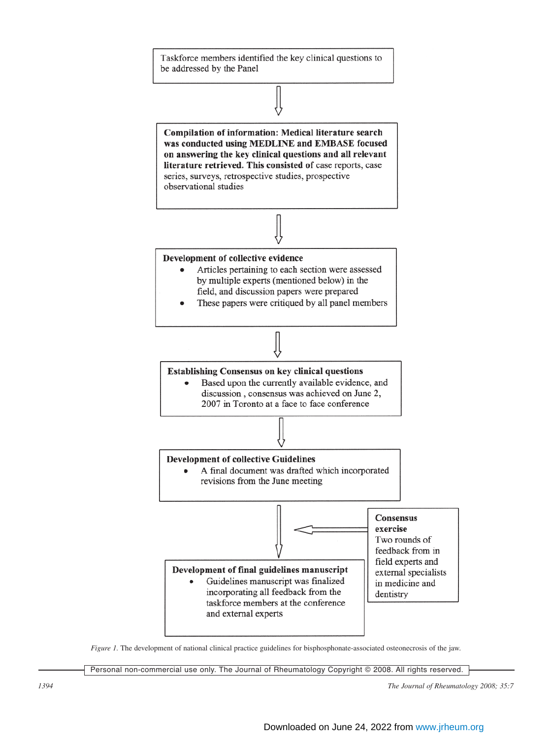Taskforce members identified the key clinical questions to be addressed by the Panel

↓

**Compilation of information: Medical literature search was conducted using MEDLINE and EMBASE focused on answering the key clinical questions and all relevant literature retrieved. This consisted of** case reports, case series, surveys, retrospective studies, prospective observational studies

↓

**Development of collective evidence**

- Articles pertaining to each section were assessed by multiple experts (mentioned below) in the field, and discussion papers were prepared
- These papers were critiqued by all panel members

↓

**Establishing Consensus on key clinical questions**

- Based upon the currently available evidence, and discussion , consensus was achieved on June 2, 2007 in Toronto at a face to face conference

↓

**Development of collective Guidelines**

- A final document was drafted which incorporated revisions from the June meeting

↓ ← **Consensus exercise** Two rounds of feedback from in field experts and external specialists in medicine and dentistry

**Development of final guidelines manuscript**

- Guidelines manuscript was finalized incorporating all feedback from the taskforce members at the conference and external experts

*Figure 1.* The development of national clinical practice guidelines for bisphosphonate-associated osteonecrosis of the jaw.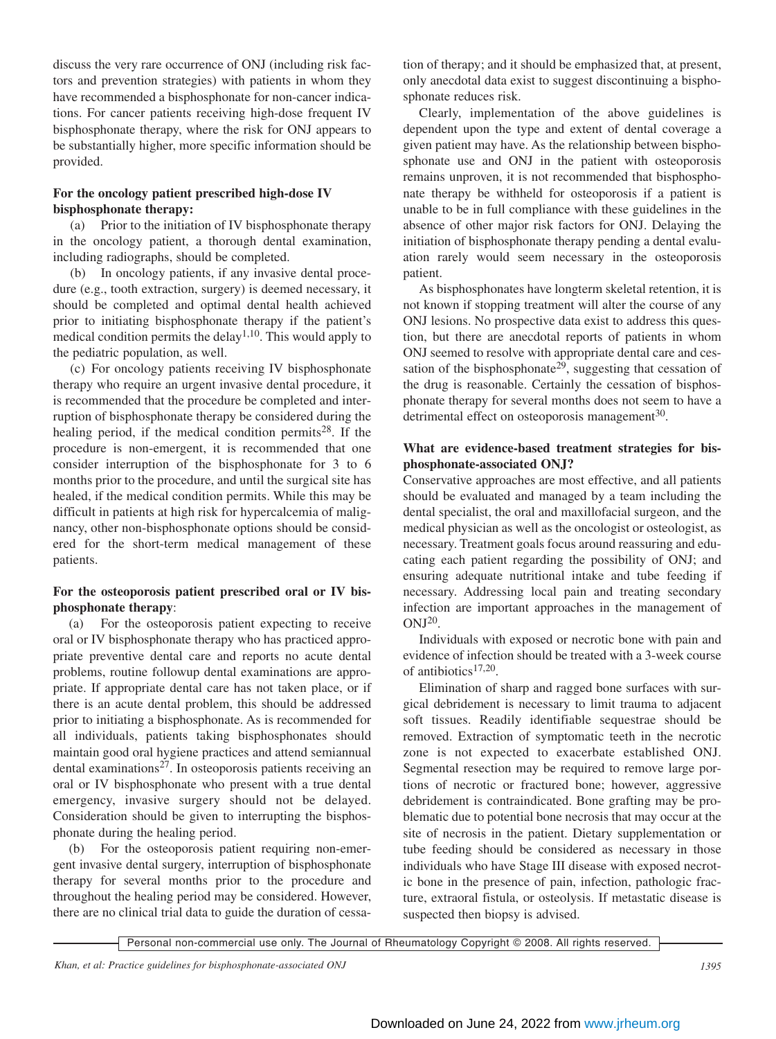discuss the very rare occurrence of ONJ (including risk factors and prevention strategies) with patients in whom they have recommended a bisphosphonate for non-cancer indications. For cancer patients receiving high-dose frequent IV bisphosphonate therapy, where the risk for ONJ appears to be substantially higher, more specific information should be provided.

**For the oncology patient prescribed high-dose IV bisphosphonate therapy:**

(a) Prior to the initiation of IV bisphosphonate therapy in the oncology patient, a thorough dental examination, including radiographs, should be completed.

(b) In oncology patients, if any invasive dental procedure (e.g., tooth extraction, surgery) is deemed necessary, it should be completed and optimal dental health achieved prior to initiating bisphosphonate therapy if the patient's medical condition permits the delay[1,10]. This would apply to the pediatric population, as well.

(c) For oncology patients receiving IV bisphosphonate therapy who require an urgent invasive dental procedure, it is recommended that the procedure be completed and interruption of bisphosphonate therapy be considered during the healing period, if the medical condition permits[28]. If the procedure is non-emergent, it is recommended that one consider interruption of the bisphosphonate for 3 to 6 months prior to the procedure, and until the surgical site has healed, if the medical condition permits. While this may be difficult in patients at high risk for hypercalcemia of malignancy, other non-bisphosphonate options should be considered for the short-term medical management of these patients.

**For the osteoporosis patient prescribed oral or IV bisphosphonate therapy**:

(a) For the osteoporosis patient expecting to receive oral or IV bisphosphonate therapy who has practiced appropriate preventive dental care and reports no acute dental problems, routine followup dental examinations are appropriate. If appropriate dental care has not taken place, or if there is an acute dental problem, this should be addressed prior to initiating a bisphosphonate. As is recommended for all individuals, patients taking bisphosphonates should maintain good oral hygiene practices and attend semiannual dental examinations[27]. In osteoporosis patients receiving an oral or IV bisphosphonate who present with a true dental emergency, invasive surgery should not be delayed. Consideration should be given to interrupting the bisphosphonate during the healing period.

(b) For the osteoporosis patient requiring non-emergent invasive dental surgery, interruption of bisphosphonate therapy for several months prior to the procedure and throughout the healing period may be considered. However, there are no clinical trial data to guide the duration of cessation of therapy; and it should be emphasized that, at present, only anecdotal data exist to suggest discontinuing a bisphosphonate reduces risk.

Clearly, implementation of the above guidelines is dependent upon the type and extent of dental coverage a given patient may have. As the relationship between bisphosphonate use and ONJ in the patient with osteoporosis remains unproven, it is not recommended that bisphosphonate therapy be withheld for osteoporosis if a patient is unable to be in full compliance with these guidelines in the absence of other major risk factors for ONJ. Delaying the initiation of bisphosphonate therapy pending a dental evaluation rarely would seem necessary in the osteoporosis patient.

As bisphosphonates have longterm skeletal retention, it is not known if stopping treatment will alter the course of any ONJ lesions. No prospective data exist to address this question, but there are anecdotal reports of patients in whom ONJ seemed to resolve with appropriate dental care and cessation of the bisphosphonate[29], suggesting that cessation of the drug is reasonable. Certainly the cessation of bisphosphonate therapy for several months does not seem to have a detrimental effect on osteoporosis management[30].

**What are evidence-based treatment strategies for bisphosphonate-associated ONJ?**

Conservative approaches are most effective, and all patients should be evaluated and managed by a team including the dental specialist, the oral and maxillofacial surgeon, and the medical physician as well as the oncologist or osteologist, as necessary. Treatment goals focus around reassuring and educating each patient regarding the possibility of ONJ; and ensuring adequate nutritional intake and tube feeding if necessary. Addressing local pain and treating secondary infection are important approaches in the management of ONJ[20].

Individuals with exposed or necrotic bone with pain and evidence of infection should be treated with a 3-week course of antibiotics[17,20].

Elimination of sharp and ragged bone surfaces with surgical debridement is necessary to limit trauma to adjacent soft tissues. Readily identifiable sequestrae should be removed. Extraction of symptomatic teeth in the necrotic zone is not expected to exacerbate established ONJ. Segmental resection may be required to remove large portions of necrotic or fractured bone; however, aggressive debridement is contraindicated. Bone grafting may be problematic due to potential bone necrosis that may occur at the site of necrosis in the patient. Dietary supplementation or tube feeding should be considered as necessary in those individuals who have Stage III disease with exposed necrotic bone in the presence of pain, infection, pathologic fracture, extraoral fistula, or osteolysis. If metastatic disease is suspected then biopsy is advised.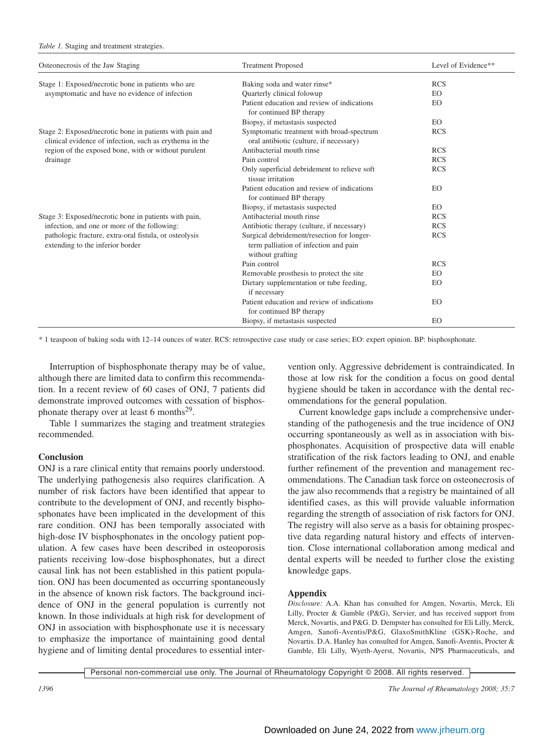*Table 1.* Staging and treatment strategies.

| Osteonecrosis of the Jaw Staging | Treatment Proposed | Level of Evidence** |
|---|---|---|
| Stage 1: Exposed/necrotic bone in patients who are asymptomatic and have no evidence of infection | Baking soda and water rinse* | RCS |
| | Quarterly clinical folowup | EO |
| | Patient education and review of indications for continued BP therapy | EO |
| | Biopsy, if metastasis suspected | EO |
| Stage 2: Exposed/necrotic bone in patients with pain and clinical evidence of infection, such as erythema in the region of the exposed bone, with or without purulent drainage | Symptomatic treatment with broad-spectrum oral antibiotic (culture, if necessary) | RCS |
| | Antibacterial mouth rinse | RCS |
| | Pain control | RCS |
| | Only superficial debridement to relieve soft tissue irritation | RCS |
| | Patient education and review of indications for continued BP therapy | EO |
| | Biopsy, if metastasis suspected | EO |
| Stage 3: Exposed/necrotic bone in patients with pain, infection, and one or more of the following: pathologic fracture, extra-oral fistula, or osteolysis extending to the inferior border | Antibacterial mouth rinse | RCS |
| | Antibiotic therapy (culture, if necessary) | RCS |
| | Surgical debridement/resection for longer-term palliation of infection and pain without grafting | RCS |
| | Pain control | RCS |
| | Removable prosthesis to protect the site | EO |
| | Dietary supplementation or tube feeding, if necessary | EO |
| | Patient education and review of indications for continued BP therapy | EO |
| | Biopsy, if metastasis suspected | EO |

* 1 teaspoon of baking soda with 12–14 ounces of water. RCS: retrospective case study or case series; EO: expert opinion. BP: bisphosphonate.

Interruption of bisphosphonate therapy may be of value, although there are limited data to confirm this recommendation. In a recent review of 60 cases of ONJ, 7 patients did demonstrate improved outcomes with cessation of bisphosphonate therapy over at least 6 months[29].

Table 1 summarizes the staging and treatment strategies recommended.

**Conclusion**

ONJ is a rare clinical entity that remains poorly understood. The underlying pathogenesis also requires clarification. A number of risk factors have been identified that appear to contribute to the development of ONJ, and recently bisphosphonates have been implicated in the development of this rare condition. ONJ has been temporally associated with high-dose IV bisphosphonates in the oncology patient population. A few cases have been described in osteoporosis patients receiving low-dose bisphosphonates, but a direct causal link has not been established in this patient population. ONJ has been documented as occurring spontaneously in the absence of known risk factors. The background incidence of ONJ in the general population is currently not known. In those individuals at high risk for development of ONJ in association with bisphosphonate use it is necessary to emphasize the importance of maintaining good dental hygiene and of limiting dental procedures to essential intervention only. Aggressive debridement is contraindicated. In those at low risk for the condition a focus on good dental hygiene should be taken in accordance with the dental recommendations for the general population.

Current knowledge gaps include a comprehensive understanding of the pathogenesis and the true incidence of ONJ occurring spontaneously as well as in association with bisphosphonates. Acquisition of prospective data will enable stratification of the risk factors leading to ONJ, and enable further refinement of the prevention and management recommendations. The Canadian task force on osteonecrosis of the jaw also recommends that a registry be maintained of all identified cases, as this will provide valuable information regarding the strength of association of risk factors for ONJ. The registry will also serve as a basis for obtaining prospective data regarding natural history and effects of intervention. Close international collaboration among medical and dental experts will be needed to further close the existing knowledge gaps.

**Appendix**

*Disclosure:* A.A. Khan has consulted for Amgen, Novartis, Merck, Eli Lilly, Procter & Gamble (P&G), Servier, and has received support from Merck, Novartis, and P&G. D. Dempster has consulted for Eli Lilly, Merck, Amgen, Sanofi-Aventis/P&G, GlaxoSmithKline (GSK)-Roche, and Novartis. D.A. Hanley has consulted for Amgen, Sanofi-Aventis, Procter & Gamble, Eli Lilly, Wyeth-Ayerst, Novartis, NPS Pharmaceuticals, and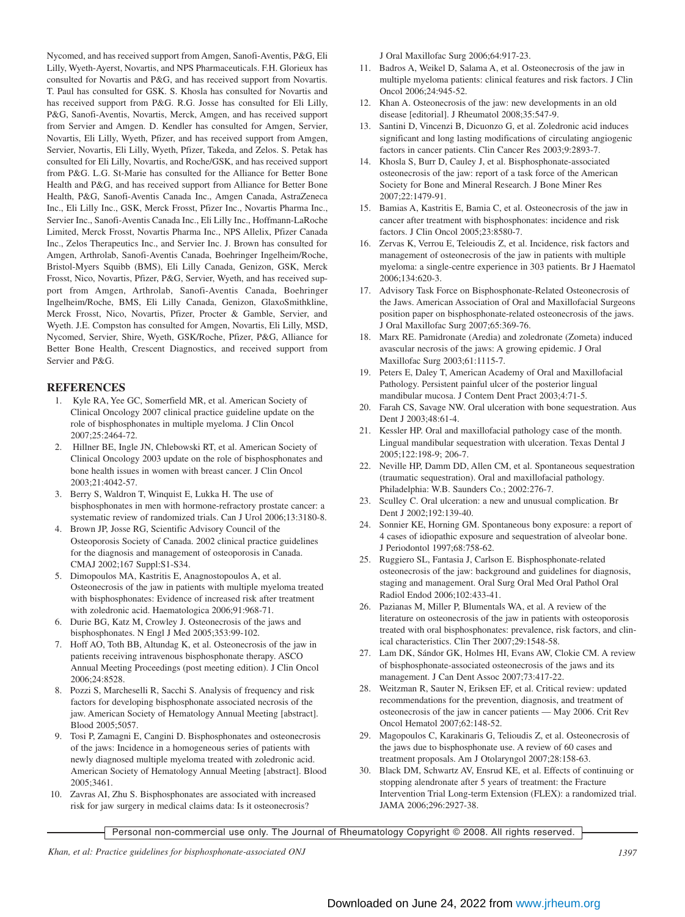Nycomed, and has received support from Amgen, Sanofi-Aventis, P&G, Eli Lilly, Wyeth-Ayerst, Novartis, and NPS Pharmaceuticals. F.H. Glorieux has consulted for Novartis and P&G, and has received support from Novartis. T. Paul has consulted for GSK. S. Khosla has consulted for Novartis and has received support from P&G. R.G. Josse has consulted for Eli Lilly, P&G, Sanofi-Aventis, Novartis, Merck, Amgen, and has received support from Servier and Amgen. D. Kendler has consulted for Amgen, Servier, Novartis, Eli Lilly, Wyeth, Pfizer, and has received support from Amgen, Servier, Novartis, Eli Lilly, Wyeth, Pfizer, Takeda, and Zelos. S. Petak has consulted for Eli Lilly, Novartis, and Roche/GSK, and has received support from P&G. L.G. St-Marie has consulted for the Alliance for Better Bone Health and P&G, and has received support from Alliance for Better Bone Health, P&G, Sanofi-Aventis Canada Inc., Amgen Canada, AstraZeneca Inc., Eli Lilly Inc., GSK, Merck Frosst, Pfizer Inc., Novartis Pharma Inc., Servier Inc., Sanofi-Aventis Canada Inc., Eli Lilly Inc., Hoffmann-LaRoche Limited, Merck Frosst, Novartis Pharma Inc., NPS Allelix, Pfizer Canada Inc., Zelos Therapeutics Inc., and Servier Inc. J. Brown has consulted for Amgen, Arthrolab, Sanofi-Aventis Canada, Boehringer Ingelheim/Roche, Bristol-Myers Squibb (BMS), Eli Lilly Canada, Genizon, GSK, Merck Frosst, Nico, Novartis, Pfizer, P&G, Servier, Wyeth, and has received support from Amgen, Arthrolab, Sanofi-Aventis Canada, Boehringer Ingelheim/Roche, BMS, Eli Lilly Canada, Genizon, GlaxoSmithkline, Merck Frosst, Nico, Novartis, Pfizer, Procter & Gamble, Servier, and Wyeth. J.E. Compston has consulted for Amgen, Novartis, Eli Lilly, MSD, Nycomed, Servier, Shire, Wyeth, GSK/Roche, Pfizer, P&G, Alliance for Better Bone Health, Crescent Diagnostics, and received support from Servier and P&G.

## REFERENCES

1. Kyle RA, Yee GC, Somerfield MR, et al. American Society of Clinical Oncology 2007 clinical practice guideline update on the role of bisphosphonates in multiple myeloma. J Clin Oncol 2007;25:2464-72.
2. Hillner BE, Ingle JN, Chlebowski RT, et al. American Society of Clinical Oncology 2003 update on the role of bisphosphonates and bone health issues in women with breast cancer. J Clin Oncol 2003;21:4042-57.
3. Berry S, Waldron T, Winquist E, Lukka H. The use of bisphosphonates in men with hormone-refractory prostate cancer: a systematic review of randomized trials. Can J Urol 2006;13:3180-8.
4. Brown JP, Josse RG, Scientific Advisory Council of the Osteoporosis Society of Canada. 2002 clinical practice guidelines for the diagnosis and management of osteoporosis in Canada. CMAJ 2002;167 Suppl:S1-S34.
5. Dimopoulos MA, Kastritis E, Anagnostopoulos A, et al. Osteonecrosis of the jaw in patients with multiple myeloma treated with bisphosphonates: Evidence of increased risk after treatment with zoledronic acid. Haematologica 2006;91:968-71.
6. Durie BG, Katz M, Crowley J. Osteonecrosis of the jaws and bisphosphonates. N Engl J Med 2005;353:99-102.
7. Hoff AO, Toth BB, Altundag K, et al. Osteonecrosis of the jaw in patients receiving intravenous bisphosphonate therapy. ASCO Annual Meeting Proceedings (post meeting edition). J Clin Oncol 2006;24:8528.
8. Pozzi S, Marcheselli R, Sacchi S. Analysis of frequency and risk factors for developing bisphosphonate associated necrosis of the jaw. American Society of Hematology Annual Meeting [abstract]. Blood 2005;5057.
9. Tosi P, Zamagni E, Cangini D. Bisphosphonates and osteonecrosis of the jaws: Incidence in a homogeneous series of patients with newly diagnosed multiple myeloma treated with zoledronic acid. American Society of Hematology Annual Meeting [abstract]. Blood 2005;3461.
10. Zavras AI, Zhu S. Bisphosphonates are associated with increased risk for jaw surgery in medical claims data: Is it osteonecrosis? J Oral Maxillofac Surg 2006;64:917-23.
11. Badros A, Weikel D, Salama A, et al. Osteonecrosis of the jaw in multiple myeloma patients: clinical features and risk factors. J Clin Oncol 2006;24:945-52.
12. Khan A. Osteonecrosis of the jaw: new developments in an old disease [editorial]. J Rheumatol 2008;35:547-9.
13. Santini D, Vincenzi B, Dicuonzo G, et al. Zoledronic acid induces significant and long lasting modifications of circulating angiogenic factors in cancer patients. Clin Cancer Res 2003;9:2893-7.
14. Khosla S, Burr D, Cauley J, et al. Bisphosphonate-associated osteonecrosis of the jaw: report of a task force of the American Society for Bone and Mineral Research. J Bone Miner Res 2007;22:1479-91.
15. Bamias A, Kastritis E, Bamia C, et al. Osteonecrosis of the jaw in cancer after treatment with bisphosphonates: incidence and risk factors. J Clin Oncol 2005;23:8580-7.
16. Zervas K, Verrou E, Teleioudis Z, et al. Incidence, risk factors and management of osteonecrosis of the jaw in patients with multiple myeloma: a single-centre experience in 303 patients. Br J Haematol 2006;134:620-3.
17. Advisory Task Force on Bisphosphonate-Related Osteonecrosis of the Jaws. American Association of Oral and Maxillofacial Surgeons position paper on bisphosphonate-related osteonecrosis of the jaws. J Oral Maxillofac Surg 2007;65:369-76.
18. Marx RE. Pamidronate (Aredia) and zoledronate (Zometa) induced avascular necrosis of the jaws: A growing epidemic. J Oral Maxillofac Surg 2003;61:1115-7.
19. Peters E, Daley T, American Academy of Oral and Maxillofacial Pathology. Persistent painful ulcer of the posterior lingual mandibular mucosa. J Contem Dent Pract 2003;4:71-5.
20. Farah CS, Savage NW. Oral ulceration with bone sequestration. Aus Dent J 2003;48:61-4.
21. Kessler HP. Oral and maxillofacial pathology case of the month. Lingual mandibular sequestration with ulceration. Texas Dental J 2005;122:198-9; 206-7.
22. Neville HP, Damm DD, Allen CM, et al. Spontaneous sequestration (traumatic sequestration). Oral and maxillofacial pathology. Philadelphia: W.B. Saunders Co.; 2002:276-7.
23. Sculley C. Oral ulceration: a new and unusual complication. Br Dent J 2002;192:139-40.
24. Sonnier KE, Horning GM. Spontaneous bony exposure: a report of 4 cases of idiopathic exposure and sequestration of alveolar bone. J Periodontol 1997;68:758-62.
25. Ruggiero SL, Fantasia J, Carlson E. Bisphosphonate-related osteonecrosis of the jaw: background and guidelines for diagnosis, staging and management. Oral Surg Oral Med Oral Pathol Oral Radiol Endod 2006;102:433-41.
26. Pazianas M, Miller P, Blumentals WA, et al. A review of the literature on osteonecrosis of the jaw in patients with osteoporosis treated with oral bisphosphonates: prevalence, risk factors, and clinical characteristics. Clin Ther 2007;29:1548-58.
27. Lam DK, Sándor GK, Holmes HI, Evans AW, Clokie CM. A review of bisphosphonate-associated osteonecrosis of the jaws and its management. J Can Dent Assoc 2007;73:417-22.
28. Weitzman R, Sauter N, Eriksen EF, et al. Critical review: updated recommendations for the prevention, diagnosis, and treatment of osteonecrosis of the jaw in cancer patients — May 2006. Crit Rev Oncol Hematol 2007;62:148-52.
29. Magopoulos C, Karakinaris G, Telioudis Z, et al. Osteonecrosis of the jaws due to bisphosphonate use. A review of 60 cases and treatment proposals. Am J Otolaryngol 2007;28:158-63.
30. Black DM, Schwartz AV, Ensrud KE, et al. Effects of continuing or stopping alendronate after 5 years of treatment: the Fracture Intervention Trial Long-term Extension (FLEX): a randomized trial. JAMA 2006;296:2927-38.